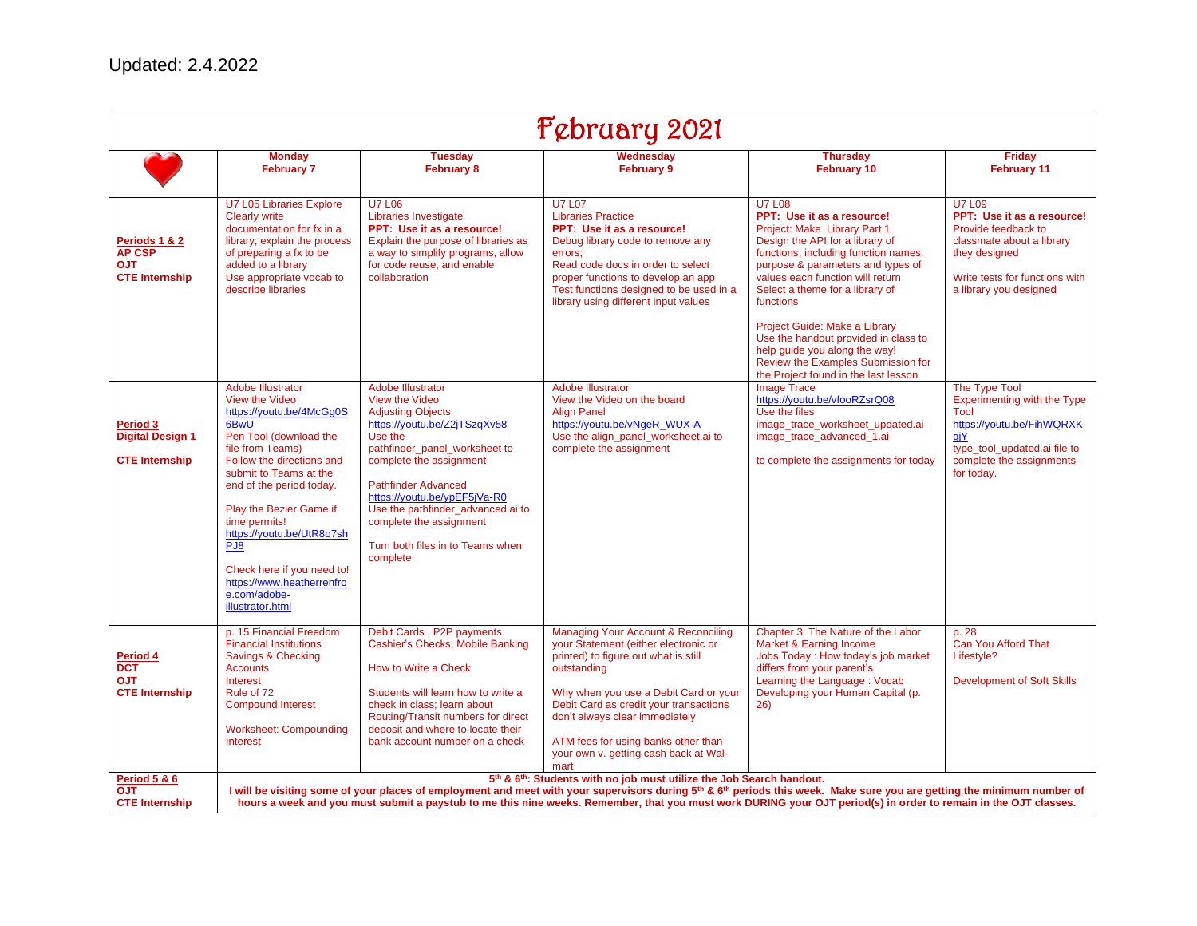Updated: 2.4.2022

# February 2021

| | Monday<br>February 7 | Tuesday<br>February 8 | Wednesday<br>February 9 | Thursday<br>February 10 | Friday<br>February 11 |
|---|---|---|---|---|---|
| **Periods 1 & 2**<br>**AP CSP**<br>**OJT**<br>**CTE Internship** | U7 L05 Libraries Explore<br>Clearly write documentation for fx in a library; explain the process of preparing a fx to be added to a library<br>Use appropriate vocab to describe libraries | U7 L06<br>Libraries Investigate<br>**PPT: Use it as a resource!**<br>Explain the purpose of libraries as a way to simplify programs, allow for code reuse, and enable collaboration | U7 L07<br>Libraries Practice<br>**PPT: Use it as a resource!**<br>Debug library code to remove any errors;<br>Read code docs in order to select proper functions to develop an app<br>Test functions designed to be used in a library using different input values | U7 L08<br>**PPT: Use it as a resource!**<br>Project: Make Library Part 1<br>Design the API for a library of functions, including function names, purpose & parameters and types of values each function will return<br>Select a theme for a library of functions<br><br>Project Guide: Make a Library<br>Use the handout provided in class to help guide you along the way!<br>Review the Examples Submission for the Project found in the last lesson | U7 L09<br>**PPT: Use it as a resource!**<br>Provide feedback to classmate about a library they designed<br><br>Write tests for functions with a library you designed |
| **Period 3**<br>**Digital Design 1**<br><br>**CTE Internship** | Adobe Illustrator<br>View the Video<br>https://youtu.be/4McGg0S6BwU<br>Pen Tool (download the file from Teams)<br>Follow the directions and submit to Teams at the end of the period today.<br><br>Play the Bezier Game if time permits!<br>https://youtu.be/UtR8o7shPJ8<br><br>Check here if you need to!<br>https://www.heatherrenfroe.com/adobe-illustrator.html | Adobe Illustrator<br>View the Video<br>Adjusting Objects<br>https://youtu.be/Z2jTSzqXv58<br>Use the pathfinder_panel_worksheet to complete the assignment<br><br>Pathfinder Advanced<br>https://youtu.be/ypEF5jVa-R0<br>Use the pathfinder_advanced.ai to complete the assignment<br><br>Turn both files in to Teams when complete | Adobe Illustrator<br>View the Video on the board<br>Align Panel<br>https://youtu.be/vNgeR_WUX-A<br>Use the align_panel_worksheet.ai to complete the assignment | Image Trace<br>https://youtu.be/vfooRZsrQ08<br>Use the files<br>image_trace_worksheet_updated.ai<br>image_trace_advanced_1.ai<br><br>to complete the assignments for today | The Type Tool<br>Experimenting with the Type Tool<br>https://youtu.be/FihWQRXKgjY<br>type_tool_updated.ai file to complete the assignments for today. |
| **Period 4**<br>**DCT**<br>**OJT**<br>**CTE Internship** | p. 15 Financial Freedom<br>Financial Institutions<br>Savings & Checking Accounts<br>Interest<br>Rule of 72<br>Compound Interest<br><br>Worksheet: Compounding Interest | Debit Cards , P2P payments<br>Cashier's Checks; Mobile Banking<br><br>How to Write a Check<br><br>Students will learn how to write a check in class; learn about Routing/Transit numbers for direct deposit and where to locate their bank account number on a check | Managing Your Account & Reconciling your Statement (either electronic or printed) to figure out what is still outstanding<br><br>Why when you use a Debit Card or your Debit Card as credit your transactions don't always clear immediately<br><br>ATM fees for using banks other than your own v. getting cash back at Wal-mart | Chapter 3: The Nature of the Labor Market & Earning Income<br>Jobs Today : How today's job market differs from your parent's<br>Learning the Language : Vocab<br>Developing your Human Capital (p. 26) | p. 28<br>Can You Afford That Lifestyle?<br><br>Development of Soft Skills |
| **Period 5 & 6**<br>**OJT**<br>**CTE Internship** | **5th & 6th: Students with no job must utilize the Job Search handout.**<br>**I will be visiting some of your places of employment and meet with your supervisors during 5th & 6th periods this week. Make sure you are getting the minimum number of hours a week and you must submit a paystub to me this nine weeks. Remember, that you must work DURING your OJT period(s) in order to remain in the OJT classes.** | | | | |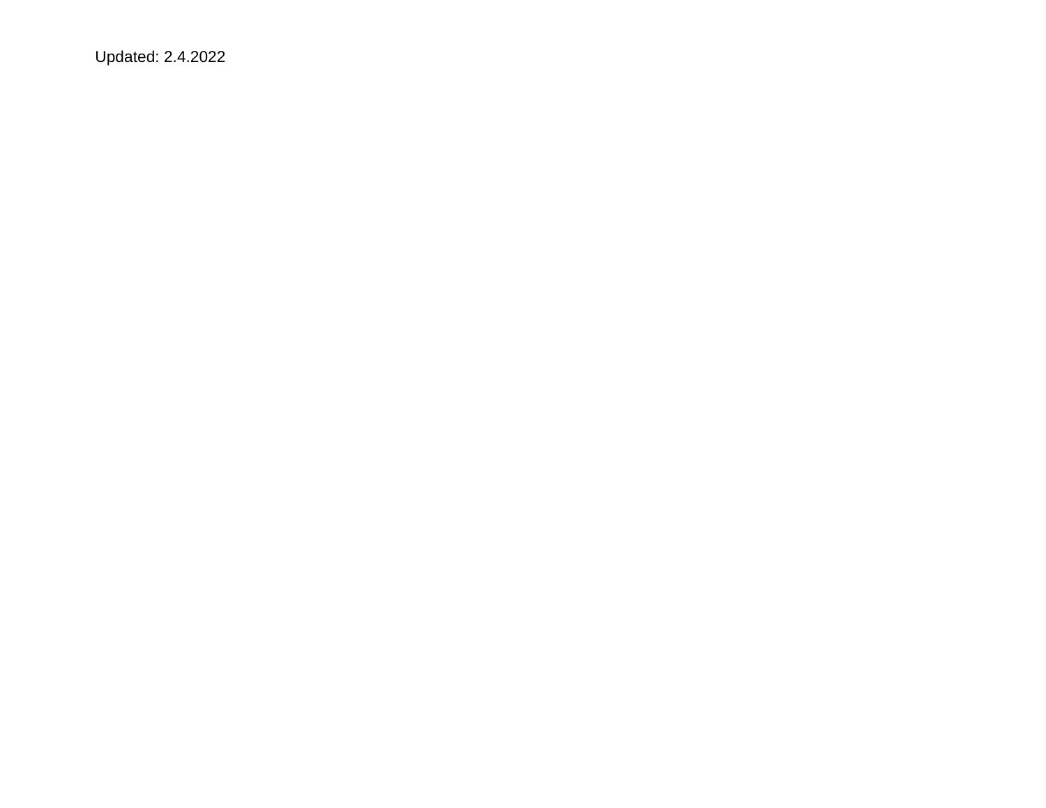Updated: 2.4.2022